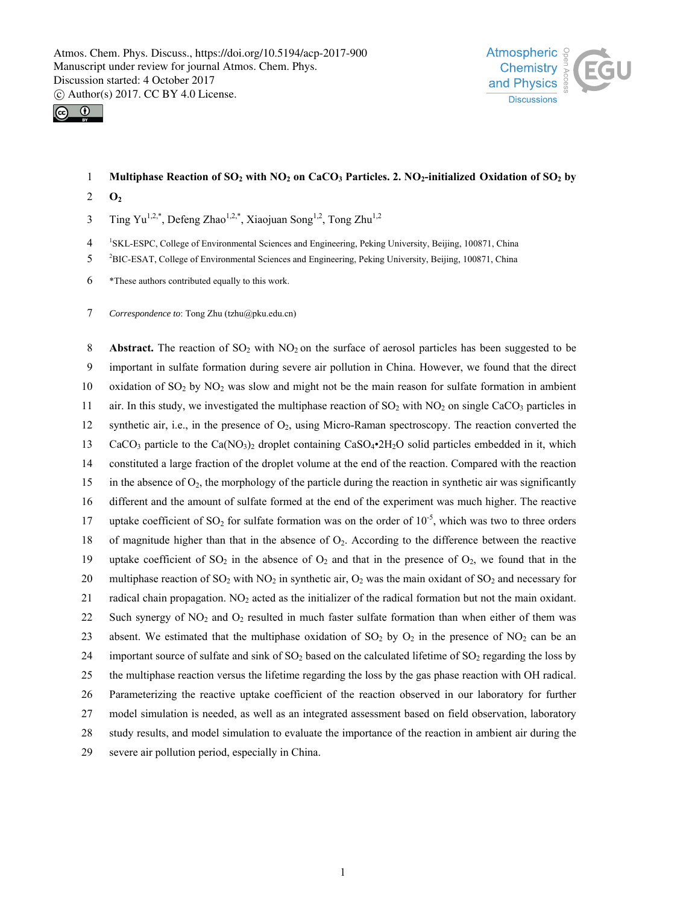# Multiphase Reaction of $SO_2$ with $NO_2$ on $CaCO_3$ Particles. 2. $NO_2$-initialized Oxidation of $SO_2$ by $O_2$

Ting Yu[1,2,*], Defeng Zhao[1,2,*], Xiaojuan Song[1,2], Tong Zhu[1,2]

[1]SKL-ESPC, College of Environmental Sciences and Engineering, Peking University, Beijing, 100871, China

[2]BIC-ESAT, College of Environmental Sciences and Engineering, Peking University, Beijing, 100871, China

*These authors contributed equally to this work.

*Correspondence to*: Tong Zhu (tzhu@pku.edu.cn)

**Abstract.** The reaction of $SO_2$ with $NO_2$ on the surface of aerosol particles has been suggested to be important in sulfate formation during severe air pollution in China. However, we found that the direct oxidation of $SO_2$ by $NO_2$ was slow and might not be the main reason for sulfate formation in ambient air. In this study, we investigated the multiphase reaction of $SO_2$ with $NO_2$ on single $CaCO_3$ particles in synthetic air, i.e., in the presence of $O_2$, using Micro-Raman spectroscopy. The reaction converted the $CaCO_3$ particle to the $Ca(NO_3)_2$ droplet containing $CaSO_4{\bullet}2H_2O$ solid particles embedded in it, which constituted a large fraction of the droplet volume at the end of the reaction. Compared with the reaction in the absence of $O_2$, the morphology of the particle during the reaction in synthetic air was significantly different and the amount of sulfate formed at the end of the experiment was much higher. The reactive uptake coefficient of $SO_2$ for sulfate formation was on the order of $10^{-5}$, which was two to three orders of magnitude higher than that in the absence of $O_2$. According to the difference between the reactive uptake coefficient of $SO_2$ in the absence of $O_2$ and that in the presence of $O_2$, we found that in the multiphase reaction of $SO_2$ with $NO_2$ in synthetic air, $O_2$ was the main oxidant of $SO_2$ and necessary for radical chain propagation. $NO_2$ acted as the initializer of the radical formation but not the main oxidant. Such synergy of $NO_2$ and $O_2$ resulted in much faster sulfate formation than when either of them was absent. We estimated that the multiphase oxidation of $SO_2$ by $O_2$ in the presence of $NO_2$ can be an important source of sulfate and sink of $SO_2$ based on the calculated lifetime of $SO_2$ regarding the loss by the multiphase reaction versus the lifetime regarding the loss by the gas phase reaction with OH radical. Parameterizing the reactive uptake coefficient of the reaction observed in our laboratory for further model simulation is needed, as well as an integrated assessment based on field observation, laboratory study results, and model simulation to evaluate the importance of the reaction in ambient air during the severe air pollution period, especially in China.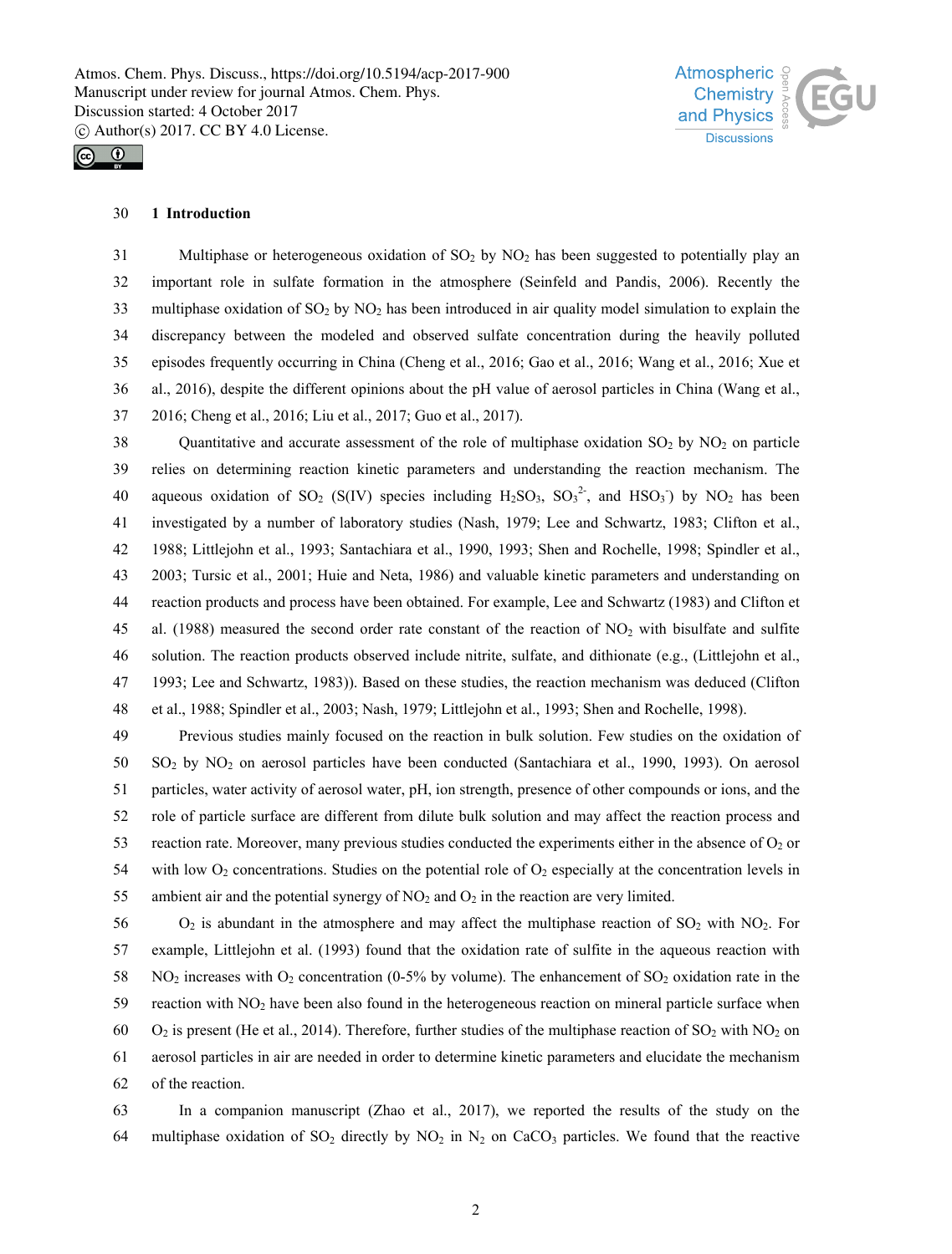## 1 Introduction

Multiphase or heterogeneous oxidation of $SO_2$ by $NO_2$ has been suggested to potentially play an important role in sulfate formation in the atmosphere (Seinfeld and Pandis, 2006). Recently the multiphase oxidation of $SO_2$ by $NO_2$ has been introduced in air quality model simulation to explain the discrepancy between the modeled and observed sulfate concentration during the heavily polluted episodes frequently occurring in China (Cheng et al., 2016; Gao et al., 2016; Wang et al., 2016; Xue et al., 2016), despite the different opinions about the pH value of aerosol particles in China (Wang et al., 2016; Cheng et al., 2016; Liu et al., 2017; Guo et al., 2017).

Quantitative and accurate assessment of the role of multiphase oxidation $SO_2$ by $NO_2$ on particle relies on determining reaction kinetic parameters and understanding the reaction mechanism. The aqueous oxidation of $SO_2$ (S(IV) species including $H_2SO_3$, $SO_3^{2-}$, and $HSO_3^-$) by $NO_2$ has been investigated by a number of laboratory studies (Nash, 1979; Lee and Schwartz, 1983; Clifton et al., 1988; Littlejohn et al., 1993; Santachiara et al., 1990, 1993; Shen and Rochelle, 1998; Spindler et al., 2003; Tursic et al., 2001; Huie and Neta, 1986) and valuable kinetic parameters and understanding on reaction products and process have been obtained. For example, Lee and Schwartz (1983) and Clifton et al. (1988) measured the second order rate constant of the reaction of $NO_2$ with bisulfate and sulfite solution. The reaction products observed include nitrite, sulfate, and dithionate (e.g., (Littlejohn et al., 1993; Lee and Schwartz, 1983)). Based on these studies, the reaction mechanism was deduced (Clifton et al., 1988; Spindler et al., 2003; Nash, 1979; Littlejohn et al., 1993; Shen and Rochelle, 1998).

Previous studies mainly focused on the reaction in bulk solution. Few studies on the oxidation of $SO_2$ by $NO_2$ on aerosol particles have been conducted (Santachiara et al., 1990, 1993). On aerosol particles, water activity of aerosol water, pH, ion strength, presence of other compounds or ions, and the role of particle surface are different from dilute bulk solution and may affect the reaction process and reaction rate. Moreover, many previous studies conducted the experiments either in the absence of $O_2$ or with low $O_2$ concentrations. Studies on the potential role of $O_2$ especially at the concentration levels in ambient air and the potential synergy of $NO_2$ and $O_2$ in the reaction are very limited.

$O_2$ is abundant in the atmosphere and may affect the multiphase reaction of $SO_2$ with $NO_2$. For example, Littlejohn et al. (1993) found that the oxidation rate of sulfite in the aqueous reaction with $NO_2$ increases with $O_2$ concentration (0-5% by volume). The enhancement of $SO_2$ oxidation rate in the reaction with $NO_2$ have been also found in the heterogeneous reaction on mineral particle surface when $O_2$ is present (He et al., 2014). Therefore, further studies of the multiphase reaction of $SO_2$ with $NO_2$ on aerosol particles in air are needed in order to determine kinetic parameters and elucidate the mechanism of the reaction.

In a companion manuscript (Zhao et al., 2017), we reported the results of the study on the multiphase oxidation of $SO_2$ directly by $NO_2$ in $N_2$ on $CaCO_3$ particles. We found that the reactive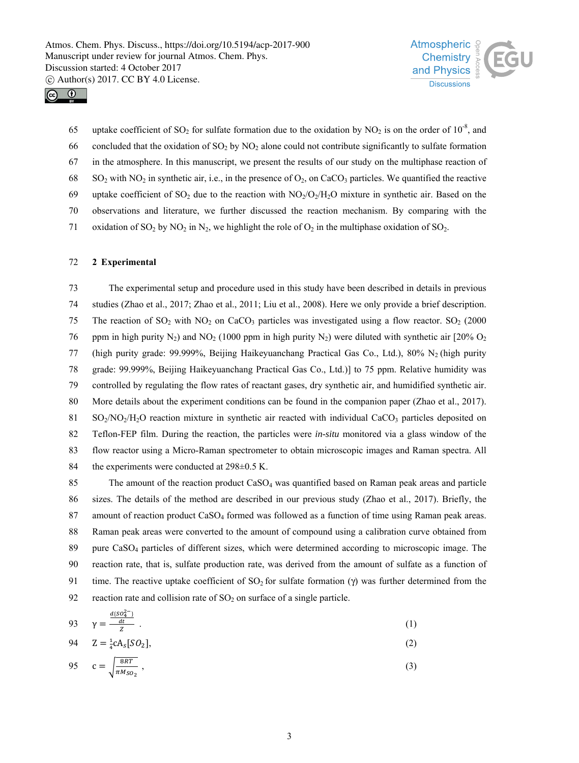uptake coefficient of $SO_2$ for sulfate formation due to the oxidation by $NO_2$ is on the order of $10^{-8}$, and concluded that the oxidation of $SO_2$ by $NO_2$ alone could not contribute significantly to sulfate formation in the atmosphere. In this manuscript, we present the results of our study on the multiphase reaction of $SO_2$ with $NO_2$ in synthetic air, i.e., in the presence of $O_2$, on $CaCO_3$ particles. We quantified the reactive uptake coefficient of $SO_2$ due to the reaction with $NO_2/O_2/H_2O$ mixture in synthetic air. Based on the observations and literature, we further discussed the reaction mechanism. By comparing with the oxidation of $SO_2$ by $NO_2$ in $N_2$, we highlight the role of $O_2$ in the multiphase oxidation of $SO_2$.

## 2 Experimental

The experimental setup and procedure used in this study have been described in details in previous studies (Zhao et al., 2017; Zhao et al., 2011; Liu et al., 2008). Here we only provide a brief description. The reaction of $SO_2$ with $NO_2$ on $CaCO_3$ particles was investigated using a flow reactor. $SO_2$ (2000 ppm in high purity $N_2$) and $NO_2$ (1000 ppm in high purity $N_2$) were diluted with synthetic air [20% $O_2$ (high purity grade: 99.999%, Beijing Haikeyuanchang Practical Gas Co., Ltd.), 80% $N_2$ (high purity grade: 99.999%, Beijing Haikeyuanchang Practical Gas Co., Ltd.)] to 75 ppm. Relative humidity was controlled by regulating the flow rates of reactant gases, dry synthetic air, and humidified synthetic air. More details about the experiment conditions can be found in the companion paper (Zhao et al., 2017). $SO_2/NO_2/H_2O$ reaction mixture in synthetic air reacted with individual $CaCO_3$ particles deposited on Teflon-FEP film. During the reaction, the particles were *in-situ* monitored via a glass window of the flow reactor using a Micro-Raman spectrometer to obtain microscopic images and Raman spectra. All the experiments were conducted at 298±0.5 K.

The amount of the reaction product $CaSO_4$ was quantified based on Raman peak areas and particle sizes. The details of the method are described in our previous study (Zhao et al., 2017). Briefly, the amount of reaction product $CaSO_4$ formed was followed as a function of time using Raman peak areas. Raman peak areas were converted to the amount of compound using a calibration curve obtained from pure $CaSO_4$ particles of different sizes, which were determined according to microscopic image. The reaction rate, that is, sulfate production rate, was derived from the amount of sulfate as a function of time. The reactive uptake coefficient of $SO_2$ for sulfate formation ($\gamma$) was further determined from the reaction rate and collision rate of $SO_2$ on surface of a single particle.

$$\gamma = \frac{\frac{d\{SO_4^{2-}\}}{dt}}{Z}. \tag{1}$$

$$Z = \frac{1}{4}cA_s[SO_2], \tag{2}$$

$$c = \sqrt{\frac{8RT}{\pi M_{SO_2}}}, \tag{3}$$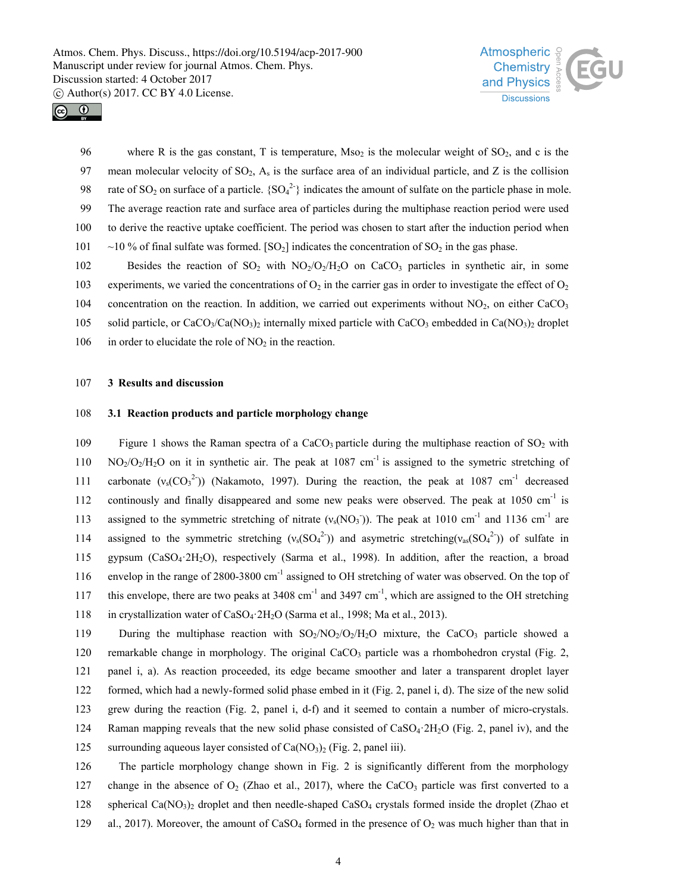where R is the gas constant, T is temperature, $M_{SO_2}$ is the molecular weight of $SO_2$, and c is the mean molecular velocity of $SO_2$, $A_s$ is the surface area of an individual particle, and Z is the collision rate of $SO_2$ on surface of a particle. $\{SO_4^{2-}\}$ indicates the amount of sulfate on the particle phase in mole. The average reaction rate and surface area of particles during the multiphase reaction period were used to derive the reactive uptake coefficient. The period was chosen to start after the induction period when ~10 % of final sulfate was formed. $[SO_2]$ indicates the concentration of $SO_2$ in the gas phase.

Besides the reaction of $SO_2$ with $NO_2/O_2/H_2O$ on $CaCO_3$ particles in synthetic air, in some experiments, we varied the concentrations of $O_2$ in the carrier gas in order to investigate the effect of $O_2$ concentration on the reaction. In addition, we carried out experiments without $NO_2$, on either $CaCO_3$ solid particle, or $CaCO_3/Ca(NO_3)_2$ internally mixed particle with $CaCO_3$ embedded in $Ca(NO_3)_2$ droplet in order to elucidate the role of $NO_2$ in the reaction.

## 3 Results and discussion

### 3.1 Reaction products and particle morphology change

Figure 1 shows the Raman spectra of a $CaCO_3$ particle during the multiphase reaction of $SO_2$ with $NO_2/O_2/H_2O$ on it in synthetic air. The peak at 1087 $cm^{-1}$ is assigned to the symetric stretching of carbonate ($\nu_s(CO_3^{2-})$) (Nakamoto, 1997). During the reaction, the peak at 1087 $cm^{-1}$ decreased continously and finally disappeared and some new peaks were observed. The peak at 1050 $cm^{-1}$ is assigned to the symmetric stretching of nitrate ($\nu_s(NO_3^-)$). The peak at 1010 $cm^{-1}$ and 1136 $cm^{-1}$ are assigned to the symmetric stretching ($\nu_s(SO_4^{2-})$) and asymetric stretching($\nu_{as}(SO_4^{2-})$) of sulfate in gypsum ($CaSO_4 \cdot 2H_2O$), respectively (Sarma et al., 1998). In addition, after the reaction, a broad envelop in the range of 2800-3800 $cm^{-1}$ assigned to OH stretching of water was observed. On the top of this envelope, there are two peaks at 3408 $cm^{-1}$ and 3497 $cm^{-1}$, which are assigned to the OH stretching in crystallization water of $CaSO_4 \cdot 2H_2O$ (Sarma et al., 1998; Ma et al., 2013).

During the multiphase reaction with $SO_2/NO_2/O_2/H_2O$ mixture, the $CaCO_3$ particle showed a remarkable change in morphology. The original $CaCO_3$ particle was a rhombohedron crystal (Fig. 2, panel i, a). As reaction proceeded, its edge became smoother and later a transparent droplet layer formed, which had a newly-formed solid phase embed in it (Fig. 2, panel i, d). The size of the new solid grew during the reaction (Fig. 2, panel i, d-f) and it seemed to contain a number of micro-crystals. Raman mapping reveals that the new solid phase consisted of $CaSO_4 \cdot 2H_2O$ (Fig. 2, panel iv), and the surrounding aqueous layer consisted of $Ca(NO_3)_2$ (Fig. 2, panel iii).

The particle morphology change shown in Fig. 2 is significantly different from the morphology change in the absence of $O_2$ (Zhao et al., 2017), where the $CaCO_3$ particle was first converted to a spherical $Ca(NO_3)_2$ droplet and then needle-shaped $CaSO_4$ crystals formed inside the droplet (Zhao et al., 2017). Moreover, the amount of $CaSO_4$ formed in the presence of $O_2$ was much higher than that in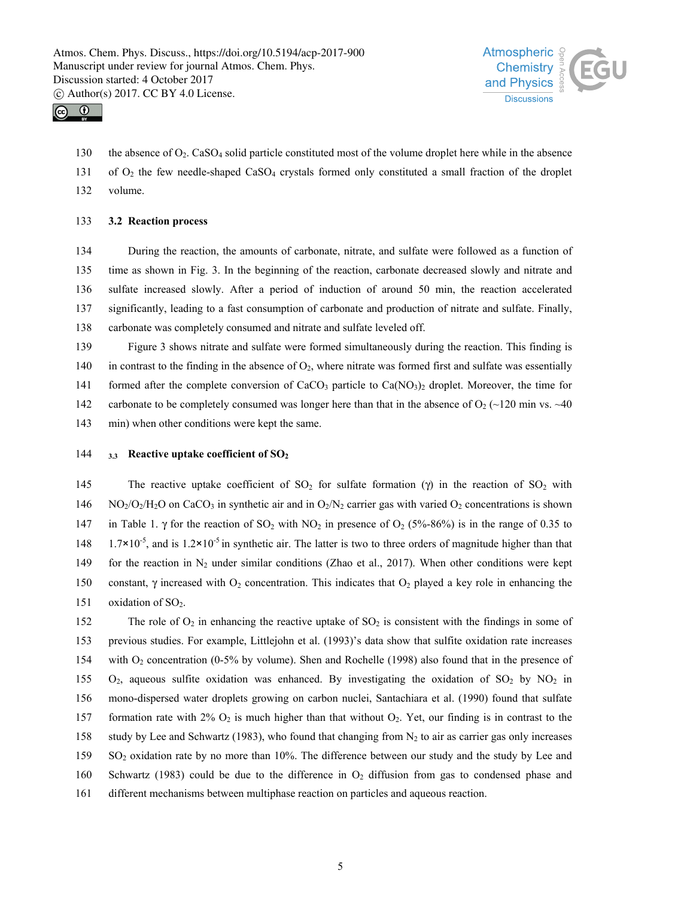the absence of $O_2$. $CaSO_4$ solid particle constituted most of the volume droplet here while in the absence of $O_2$ the few needle-shaped $CaSO_4$ crystals formed only constituted a small fraction of the droplet volume.

### 3.2 Reaction process

During the reaction, the amounts of carbonate, nitrate, and sulfate were followed as a function of time as shown in Fig. 3. In the beginning of the reaction, carbonate decreased slowly and nitrate and sulfate increased slowly. After a period of induction of around 50 min, the reaction accelerated significantly, leading to a fast consumption of carbonate and production of nitrate and sulfate. Finally, carbonate was completely consumed and nitrate and sulfate leveled off.

Figure 3 shows nitrate and sulfate were formed simultaneously during the reaction. This finding is in contrast to the finding in the absence of $O_2$, where nitrate was formed first and sulfate was essentially formed after the complete conversion of $CaCO_3$ particle to $Ca(NO_3)_2$ droplet. Moreover, the time for carbonate to be completely consumed was longer here than that in the absence of $O_2$ (~120 min vs. ~40 min) when other conditions were kept the same.

### 3.3 Reactive uptake coefficient of $SO_2$

The reactive uptake coefficient of $SO_2$ for sulfate formation ($\gamma$) in the reaction of $SO_2$ with $NO_2/O_2/H_2O$ on $CaCO_3$ in synthetic air and in $O_2/N_2$ carrier gas with varied $O_2$ concentrations is shown in Table 1. $\gamma$ for the reaction of $SO_2$ with $NO_2$ in presence of $O_2$ (5%-86%) is in the range of 0.35 to $1.7\times10^{-5}$, and is $1.2\times10^{-5}$ in synthetic air. The latter is two to three orders of magnitude higher than that for the reaction in $N_2$ under similar conditions (Zhao et al., 2017). When other conditions were kept constant, $\gamma$ increased with $O_2$ concentration. This indicates that $O_2$ played a key role in enhancing the oxidation of $SO_2$.

The role of $O_2$ in enhancing the reactive uptake of $SO_2$ is consistent with the findings in some of previous studies. For example, Littlejohn et al. (1993)'s data show that sulfite oxidation rate increases with $O_2$ concentration (0-5% by volume). Shen and Rochelle (1998) also found that in the presence of $O_2$, aqueous sulfite oxidation was enhanced. By investigating the oxidation of $SO_2$ by $NO_2$ in mono-dispersed water droplets growing on carbon nuclei, Santachiara et al. (1990) found that sulfate formation rate with 2% $O_2$ is much higher than that without $O_2$. Yet, our finding is in contrast to the study by Lee and Schwartz (1983), who found that changing from $N_2$ to air as carrier gas only increases $SO_2$ oxidation rate by no more than 10%. The difference between our study and the study by Lee and Schwartz (1983) could be due to the difference in $O_2$ diffusion from gas to condensed phase and different mechanisms between multiphase reaction on particles and aqueous reaction.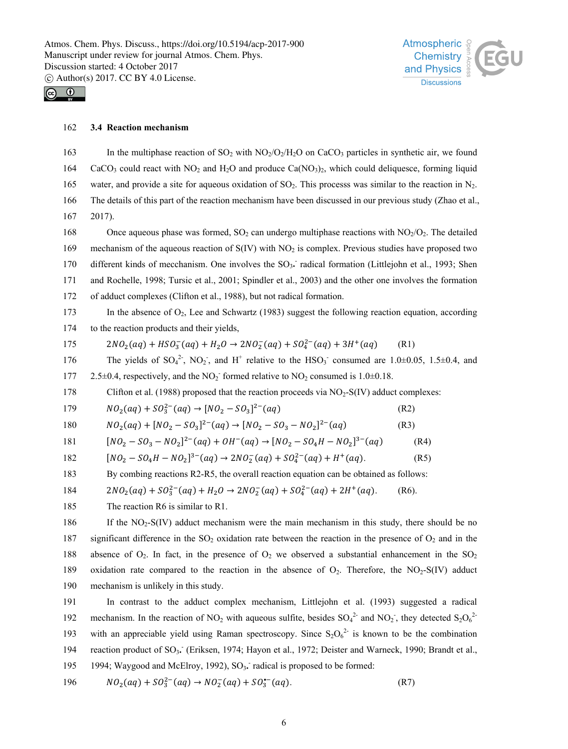### 3.4 Reaction mechanism

In the multiphase reaction of $SO_2$ with $NO_2/O_2/H_2O$ on $CaCO_3$ particles in synthetic air, we found $CaCO_3$ could react with $NO_2$ and $H_2O$ and produce $Ca(NO_3)_2$, which could deliquesce, forming liquid water, and provide a site for aqueous oxidation of $SO_2$. This processs was similar to the reaction in $N_2$. The details of this part of the reaction mechanism have been discussed in our previous study (Zhao et al., 2017).

Once aqueous phase was formed, $SO_2$ can undergo multiphase reactions with $NO_2/O_2$. The detailed mechanism of the aqueous reaction of S(IV) with $NO_2$ is complex. Previous studies have proposed two different kinds of mecchanism. One involves the $SO_3\cdot^-$ radical formation (Littlejohn et al., 1993; Shen and Rochelle, 1998; Tursic et al., 2001; Spindler et al., 2003) and the other one involves the formation of adduct complexes (Clifton et al., 1988), but not radical formation.

In the absence of $O_2$, Lee and Schwartz (1983) suggest the following reaction equation, according to the reaction products and their yields,

$$2NO_2(aq) + HSO_3^-(aq) + H_2O \rightarrow 2NO_2^-(aq) + SO_4^{2-}(aq) + 3H^+(aq) \quad \text{(R1)}$$

The yields of $SO_4^{2-}$, $NO_2^-$, and $H^+$ relative to the $HSO_3^-$ consumed are 1.0±0.05, 1.5±0.4, and 2.5±0.4, respectively, and the $NO_2^-$ formed relative to $NO_2$ consumed is 1.0±0.18.

Clifton et al. (1988) proposed that the reaction proceeds via $NO_2$-S(IV) adduct complexes:

$$NO_2(aq) + SO_3^{2-}(aq) \rightarrow [NO_2 - SO_3]^{2-}(aq) \quad \text{(R2)}$$

$$NO_2(aq) + [NO_2 - SO_3]^{2-}(aq) \rightarrow [NO_2 - SO_3 - NO_2]^{2-}(aq) \quad \text{(R3)}$$

$$[NO_2 - SO_3 - NO_2]^{2-}(aq) + OH^-(aq) \rightarrow [NO_2 - SO_4H - NO_2]^{3-}(aq) \quad \text{(R4)}$$

$$[NO_2 - SO_4H - NO_2]^{3-}(aq) \rightarrow 2NO_2^-(aq) + SO_4^{2-}(aq) + H^+(aq). \quad \text{(R5)}$$

By combing reactions R2-R5, the overall reaction equation can be obtained as follows:

$$2NO_2(aq) + SO_3^{2-}(aq) + H_2O \rightarrow 2NO_2^-(aq) + SO_4^{2-}(aq) + 2H^+(aq). \quad \text{(R6)}$$

The reaction R6 is similar to R1.

If the $NO_2$-S(IV) adduct mechanism were the main mechanism in this study, there should be no significant difference in the $SO_2$ oxidation rate between the reaction in the presence of $O_2$ and in the absence of $O_2$. In fact, in the presence of $O_2$ we observed a substantial enhancement in the $SO_2$ oxidation rate compared to the reaction in the absence of $O_2$. Therefore, the $NO_2$-S(IV) adduct mechanism is unlikely in this study.

In contrast to the adduct complex mechanism, Littlejohn et al. (1993) suggested a radical mechanism. In the reaction of $NO_2$ with aqueous sulfite, besides $SO_4^{2-}$ and $NO_2^-$, they detected $S_2O_6^{2-}$ with an appreciable yield using Raman spectroscopy. Since $S_2O_6^{2-}$ is known to be the combination reaction product of $SO_3\cdot^-$ (Eriksen, 1974; Hayon et al., 1972; Deister and Warneck, 1990; Brandt et al., 1994; Waygood and McElroy, 1992), $SO_3\cdot^-$ radical is proposed to be formed:

$$NO_2(aq) + SO_3^{2-}(aq) \rightarrow NO_2^-(aq) + SO_3^{\bullet-}(aq). \quad \text{(R7)}$$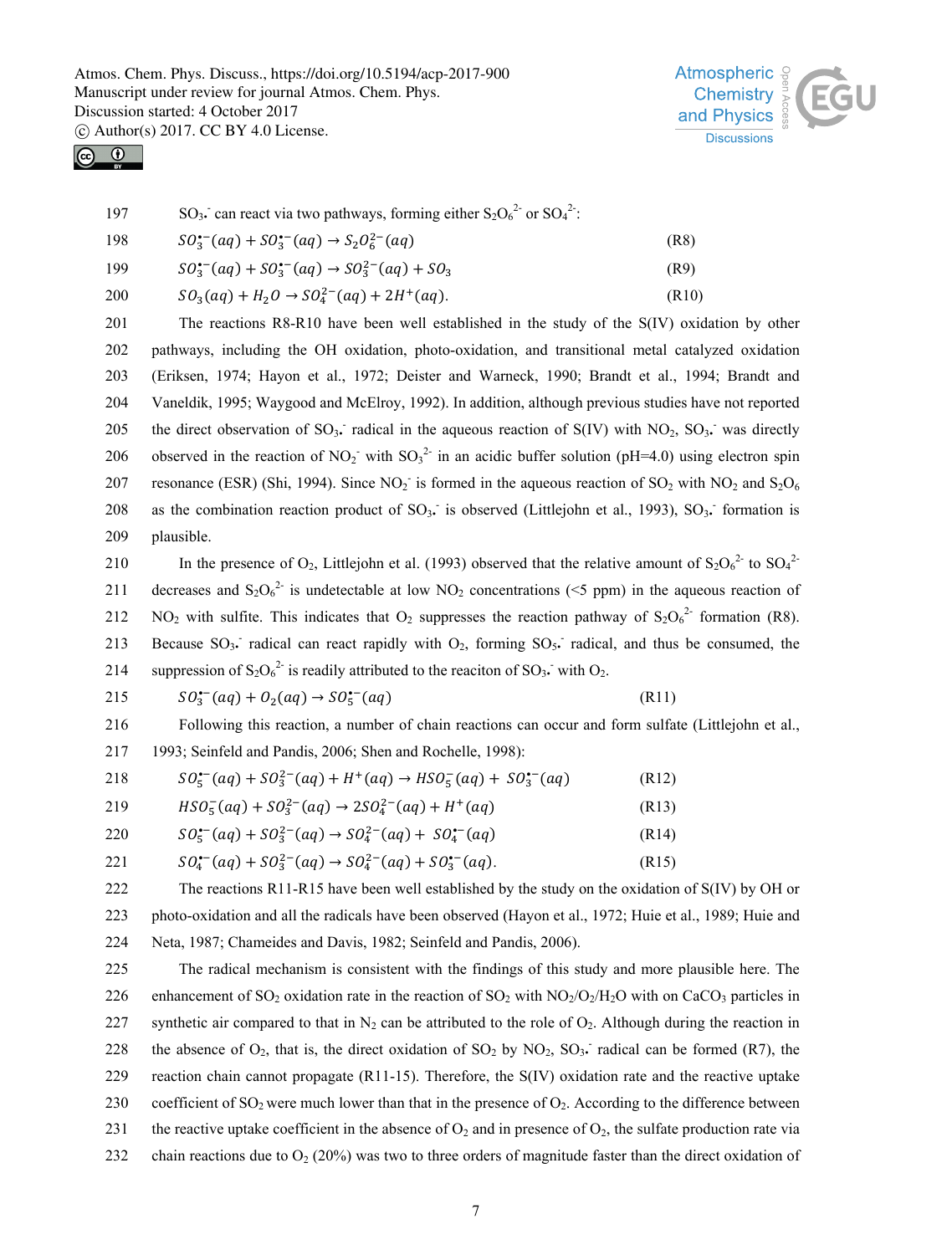$SO_3^{\cdot-}$ can react via two pathways, forming either $S_2O_6^{2-}$ or $SO_4^{2-}$:

$$SO_3^{\bullet-}(aq) + SO_3^{\bullet-}(aq) \rightarrow S_2O_6^{2-}(aq) \quad \text{(R8)}$$

$$SO_3^{\bullet-}(aq) + SO_3^{\bullet-}(aq) \rightarrow SO_3^{2-}(aq) + SO_3 \quad \text{(R9)}$$

$$SO_3(aq) + H_2O \rightarrow SO_4^{2-}(aq) + 2H^{+}(aq). \quad \text{(R10)}$$

The reactions R8-R10 have been well established in the study of the S(IV) oxidation by other pathways, including the OH oxidation, photo-oxidation, and transitional metal catalyzed oxidation (Eriksen, 1974; Hayon et al., 1972; Deister and Warneck, 1990; Brandt et al., 1994; Brandt and Vaneldik, 1995; Waygood and McElroy, 1992). In addition, although previous studies have not reported the direct observation of $SO_3^{\cdot-}$ radical in the aqueous reaction of S(IV) with $NO_2$, $SO_3^{\cdot-}$ was directly observed in the reaction of $NO_2^-$ with $SO_3^{2-}$ in an acidic buffer solution (pH=4.0) using electron spin resonance (ESR) (Shi, 1994). Since $NO_2^-$ is formed in the aqueous reaction of $SO_2$ with $NO_2$ and $S_2O_6$ as the combination reaction product of $SO_3^{\cdot-}$ is observed (Littlejohn et al., 1993), $SO_3^{\cdot-}$ formation is plausible.

In the presence of $O_2$, Littlejohn et al. (1993) observed that the relative amount of $S_2O_6^{2-}$ to $SO_4^{2-}$ decreases and $S_2O_6^{2-}$ is undetectable at low $NO_2$ concentrations (<5 ppm) in the aqueous reaction of $NO_2$ with sulfite. This indicates that $O_2$ suppresses the reaction pathway of $S_2O_6^{2-}$ formation (R8). Because $SO_3^{\cdot-}$ radical can react rapidly with $O_2$, forming $SO_5^{\cdot-}$ radical, and thus be consumed, the suppression of $S_2O_6^{2-}$ is readily attributed to the reaciton of $SO_3^{\cdot-}$ with $O_2$.

$$SO_3^{\bullet-}(aq) + O_2(aq) \rightarrow SO_5^{\bullet-}(aq) \quad \text{(R11)}$$

Following this reaction, a number of chain reactions can occur and form sulfate (Littlejohn et al., 1993; Seinfeld and Pandis, 2006; Shen and Rochelle, 1998):

$$SO_5^{\bullet-}(aq) + SO_3^{2-}(aq) + H^{+}(aq) \rightarrow HSO_5^{-}(aq) + SO_3^{\bullet-}(aq) \quad \text{(R12)}$$

$$HSO_5^{-}(aq) + SO_3^{2-}(aq) \rightarrow 2SO_4^{2-}(aq) + H^{+}(aq) \quad \text{(R13)}$$

$$SO_5^{\bullet-}(aq) + SO_3^{2-}(aq) \rightarrow SO_4^{2-}(aq) + SO_4^{\bullet-}(aq) \quad \text{(R14)}$$

$$SO_4^{\bullet-}(aq) + SO_3^{2-}(aq) \rightarrow SO_4^{2-}(aq) + SO_3^{\bullet-}(aq). \quad \text{(R15)}$$

The reactions R11-R15 have been well established by the study on the oxidation of S(IV) by OH or photo-oxidation and all the radicals have been observed (Hayon et al., 1972; Huie et al., 1989; Huie and Neta, 1987; Chameides and Davis, 1982; Seinfeld and Pandis, 2006).

The radical mechanism is consistent with the findings of this study and more plausible here. The enhancement of $SO_2$ oxidation rate in the reaction of $SO_2$ with $NO_2/O_2/H_2O$ with on $CaCO_3$ particles in synthetic air compared to that in $N_2$ can be attributed to the role of $O_2$. Although during the reaction in the absence of $O_2$, that is, the direct oxidation of $SO_2$ by $NO_2$, $SO_3^{\cdot-}$ radical can be formed (R7), the reaction chain cannot propagate (R11-15). Therefore, the S(IV) oxidation rate and the reactive uptake coefficient of $SO_2$ were much lower than that in the presence of $O_2$. According to the difference between the reactive uptake coefficient in the absence of $O_2$ and in presence of $O_2$, the sulfate production rate via chain reactions due to $O_2$ (20%) was two to three orders of magnitude faster than the direct oxidation of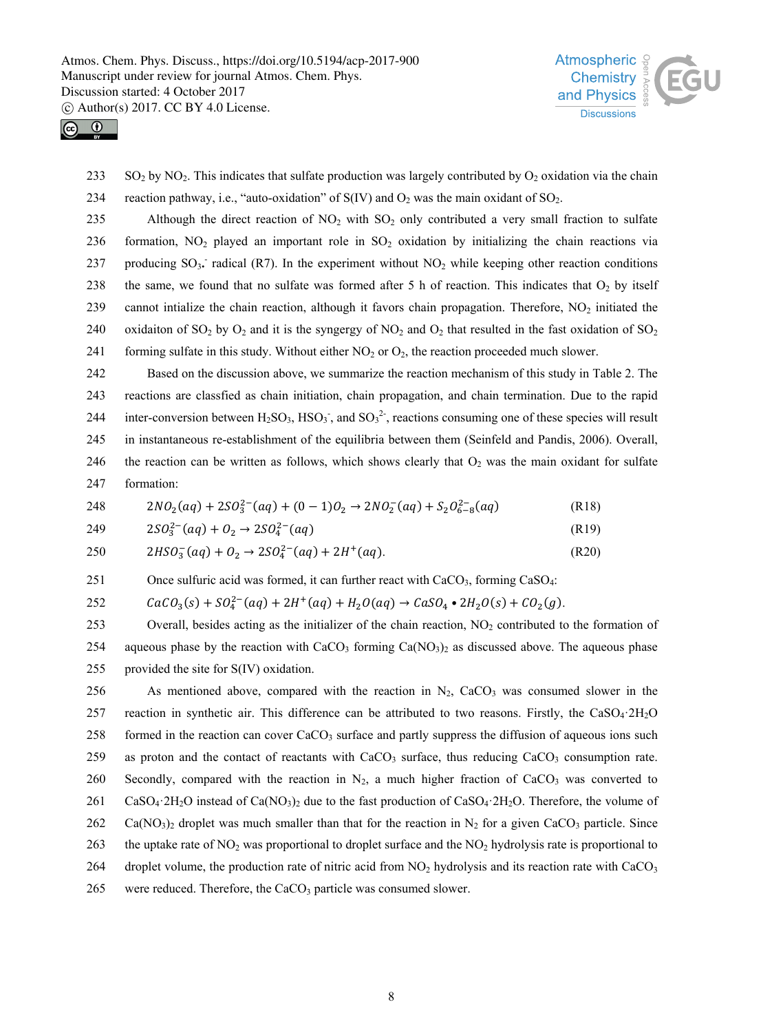$SO_2$ by $NO_2$. This indicates that sulfate production was largely contributed by $O_2$ oxidation via the chain reaction pathway, i.e., "auto-oxidation" of S(IV) and $O_2$ was the main oxidant of $SO_2$.

Although the direct reaction of $NO_2$ with $SO_2$ only contributed a very small fraction to sulfate formation, $NO_2$ played an important role in $SO_2$ oxidation by initializing the chain reactions via producing $SO_3^{\cdot-}$ radical (R7). In the experiment without $NO_2$ while keeping other reaction conditions the same, we found that no sulfate was formed after 5 h of reaction. This indicates that $O_2$ by itself cannot intialize the chain reaction, although it favors chain propagation. Therefore, $NO_2$ initiated the oxidaiton of $SO_2$ by $O_2$ and it is the syngergy of $NO_2$ and $O_2$ that resulted in the fast oxidation of $SO_2$ forming sulfate in this study. Without either $NO_2$ or $O_2$, the reaction proceeded much slower.

Based on the discussion above, we summarize the reaction mechanism of this study in Table 2. The reactions are classfied as chain initiation, chain propagation, and chain termination. Due to the rapid inter-conversion between $H_2SO_3$, $HSO_3^-$, and $SO_3^{2-}$, reactions consuming one of these species will result in instantaneous re-establishment of the equilibria between them (Seinfeld and Pandis, 2006). Overall, the reaction can be written as follows, which shows clearly that $O_2$ was the main oxidant for sulfate formation:

$$2NO_2(aq) + 2SO_3^{2-}(aq) + (0-1)O_2 \rightarrow 2NO_2^-(aq) + S_2O_{6-8}^{2-}(aq) \quad \text{(R18)}$$

$$2SO_3^{2-}(aq) + O_2 \rightarrow 2SO_4^{2-}(aq) \quad \text{(R19)}$$

$$2HSO_3^-(aq) + O_2 \rightarrow 2SO_4^{2-}(aq) + 2H^+(aq). \quad \text{(R20)}$$

Once sulfuric acid was formed, it can further react with $CaCO_3$, forming $CaSO_4$:

$$CaCO_3(s) + SO_4^{2-}(aq) + 2H^+(aq) + H_2O(aq) \rightarrow CaSO_4 \bullet 2H_2O(s) + CO_2(g).$$

Overall, besides acting as the initializer of the chain reaction, $NO_2$ contributed to the formation of aqueous phase by the reaction with $CaCO_3$ forming $Ca(NO_3)_2$ as discussed above. The aqueous phase provided the site for S(IV) oxidation.

As mentioned above, compared with the reaction in $N_2$, $CaCO_3$ was consumed slower in the reaction in synthetic air. This difference can be attributed to two reasons. Firstly, the $CaSO_4 \cdot 2H_2O$ formed in the reaction can cover $CaCO_3$ surface and partly suppress the diffusion of aqueous ions such as proton and the contact of reactants with $CaCO_3$ surface, thus reducing $CaCO_3$ consumption rate. Secondly, compared with the reaction in $N_2$, a much higher fraction of $CaCO_3$ was converted to $CaSO_4 \cdot 2H_2O$ instead of $Ca(NO_3)_2$ due to the fast production of $CaSO_4 \cdot 2H_2O$. Therefore, the volume of $Ca(NO_3)_2$ droplet was much smaller than that for the reaction in $N_2$ for a given $CaCO_3$ particle. Since the uptake rate of $NO_2$ was proportional to droplet surface and the $NO_2$ hydrolysis rate is proportional to droplet volume, the production rate of nitric acid from $NO_2$ hydrolysis and its reaction rate with $CaCO_3$ were reduced. Therefore, the $CaCO_3$ particle was consumed slower.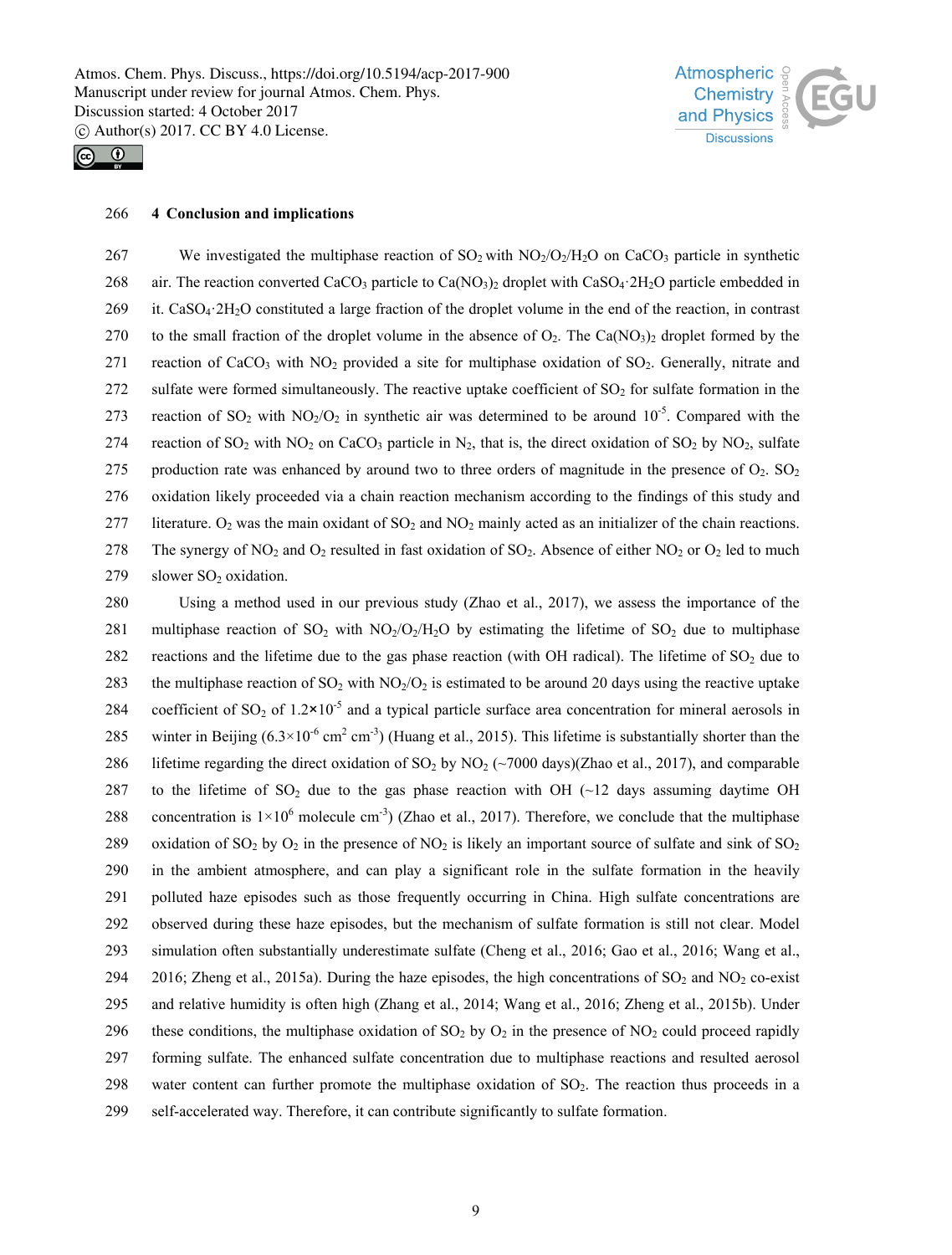## 4 Conclusion and implications

We investigated the multiphase reaction of $SO_2$ with $NO_2/O_2/H_2O$ on $CaCO_3$ particle in synthetic air. The reaction converted $CaCO_3$ particle to $Ca(NO_3)_2$ droplet with $CaSO_4{\cdot}2H_2O$ particle embedded in it. $CaSO_4{\cdot}2H_2O$ constituted a large fraction of the droplet volume in the end of the reaction, in contrast to the small fraction of the droplet volume in the absence of $O_2$. The $Ca(NO_3)_2$ droplet formed by the reaction of $CaCO_3$ with $NO_2$ provided a site for multiphase oxidation of $SO_2$. Generally, nitrate and sulfate were formed simultaneously. The reactive uptake coefficient of $SO_2$ for sulfate formation in the reaction of $SO_2$ with $NO_2/O_2$ in synthetic air was determined to be around $10^{-5}$. Compared with the reaction of $SO_2$ with $NO_2$ on $CaCO_3$ particle in $N_2$, that is, the direct oxidation of $SO_2$ by $NO_2$, sulfate production rate was enhanced by around two to three orders of magnitude in the presence of $O_2$. $SO_2$ oxidation likely proceeded via a chain reaction mechanism according to the findings of this study and literature. $O_2$ was the main oxidant of $SO_2$ and $NO_2$ mainly acted as an initializer of the chain reactions. The synergy of $NO_2$ and $O_2$ resulted in fast oxidation of $SO_2$. Absence of either $NO_2$ or $O_2$ led to much slower $SO_2$ oxidation.

Using a method used in our previous study (Zhao et al., 2017), we assess the importance of the multiphase reaction of $SO_2$ with $NO_2/O_2/H_2O$ by estimating the lifetime of $SO_2$ due to multiphase reactions and the lifetime due to the gas phase reaction (with OH radical). The lifetime of $SO_2$ due to the multiphase reaction of $SO_2$ with $NO_2/O_2$ is estimated to be around 20 days using the reactive uptake coefficient of $SO_2$ of $1.2\times10^{-5}$ and a typical particle surface area concentration for mineral aerosols in winter in Beijing ($6.3\times10^{-6}$ $cm^2$ $cm^{-3}$) (Huang et al., 2015). This lifetime is substantially shorter than the lifetime regarding the direct oxidation of $SO_2$ by $NO_2$ (~7000 days)(Zhao et al., 2017), and comparable to the lifetime of $SO_2$ due to the gas phase reaction with OH (~12 days assuming daytime OH concentration is $1\times10^{6}$ molecule $cm^{-3}$) (Zhao et al., 2017). Therefore, we conclude that the multiphase oxidation of $SO_2$ by $O_2$ in the presence of $NO_2$ is likely an important source of sulfate and sink of $SO_2$ in the ambient atmosphere, and can play a significant role in the sulfate formation in the heavily polluted haze episodes such as those frequently occurring in China. High sulfate concentrations are observed during these haze episodes, but the mechanism of sulfate formation is still not clear. Model simulation often substantially underestimate sulfate (Cheng et al., 2016; Gao et al., 2016; Wang et al., 2016; Zheng et al., 2015a). During the haze episodes, the high concentrations of $SO_2$ and $NO_2$ co-exist and relative humidity is often high (Zhang et al., 2014; Wang et al., 2016; Zheng et al., 2015b). Under these conditions, the multiphase oxidation of $SO_2$ by $O_2$ in the presence of $NO_2$ could proceed rapidly forming sulfate. The enhanced sulfate concentration due to multiphase reactions and resulted aerosol water content can further promote the multiphase oxidation of $SO_2$. The reaction thus proceeds in a self-accelerated way. Therefore, it can contribute significantly to sulfate formation.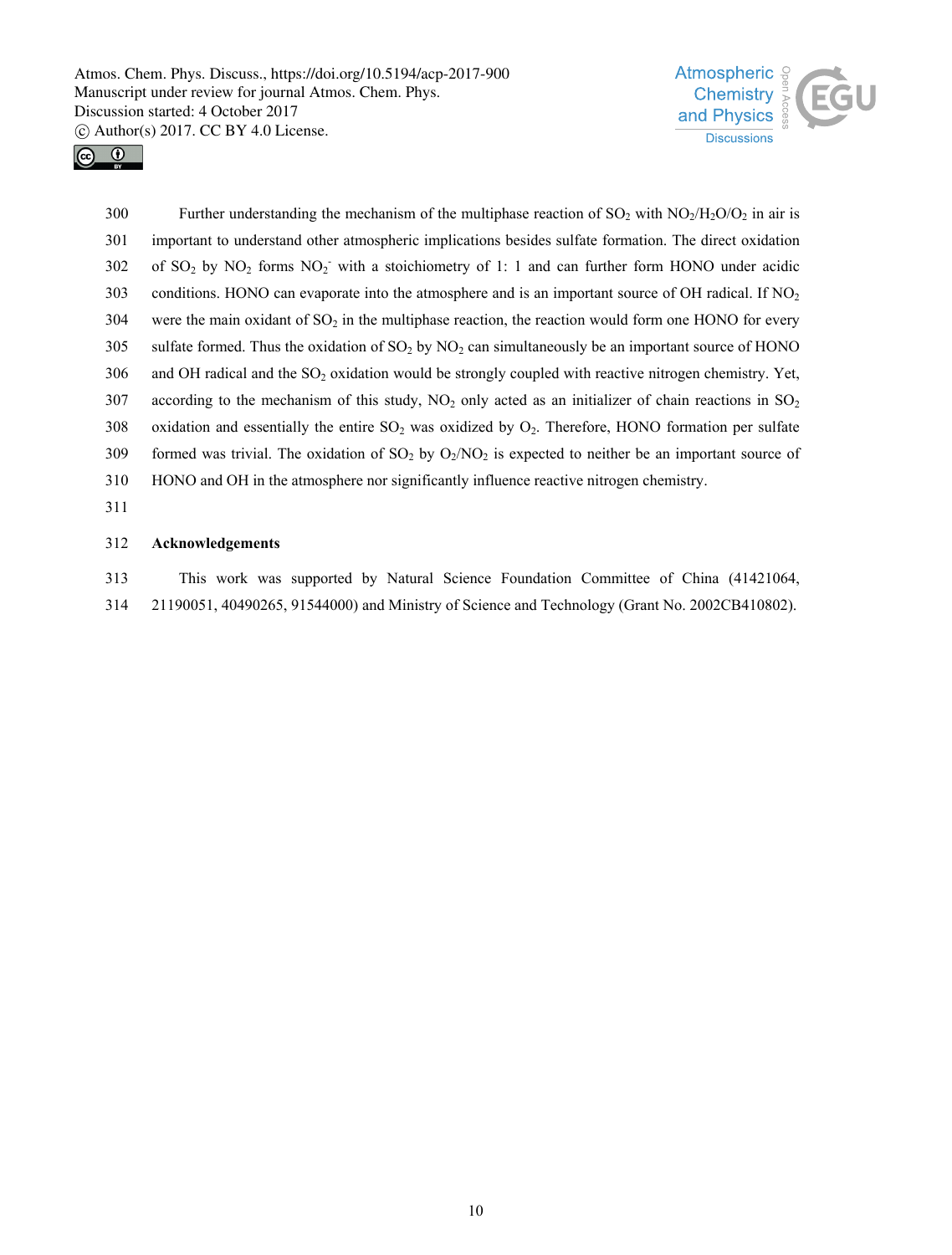Further understanding the mechanism of the multiphase reaction of $SO_2$ with $NO_2/H_2O/O_2$ in air is important to understand other atmospheric implications besides sulfate formation. The direct oxidation of $SO_2$ by $NO_2$ forms $NO_2^-$ with a stoichiometry of 1: 1 and can further form HONO under acidic conditions. HONO can evaporate into the atmosphere and is an important source of OH radical. If $NO_2$ were the main oxidant of $SO_2$ in the multiphase reaction, the reaction would form one HONO for every sulfate formed. Thus the oxidation of $SO_2$ by $NO_2$ can simultaneously be an important source of HONO and OH radical and the $SO_2$ oxidation would be strongly coupled with reactive nitrogen chemistry. Yet, according to the mechanism of this study, $NO_2$ only acted as an initializer of chain reactions in $SO_2$ oxidation and essentially the entire $SO_2$ was oxidized by $O_2$. Therefore, HONO formation per sulfate formed was trivial. The oxidation of $SO_2$ by $O_2/NO_2$ is expected to neither be an important source of HONO and OH in the atmosphere nor significantly influence reactive nitrogen chemistry.

## Acknowledgements

This work was supported by Natural Science Foundation Committee of China (41421064, 21190051, 40490265, 91544000) and Ministry of Science and Technology (Grant No. 2002CB410802).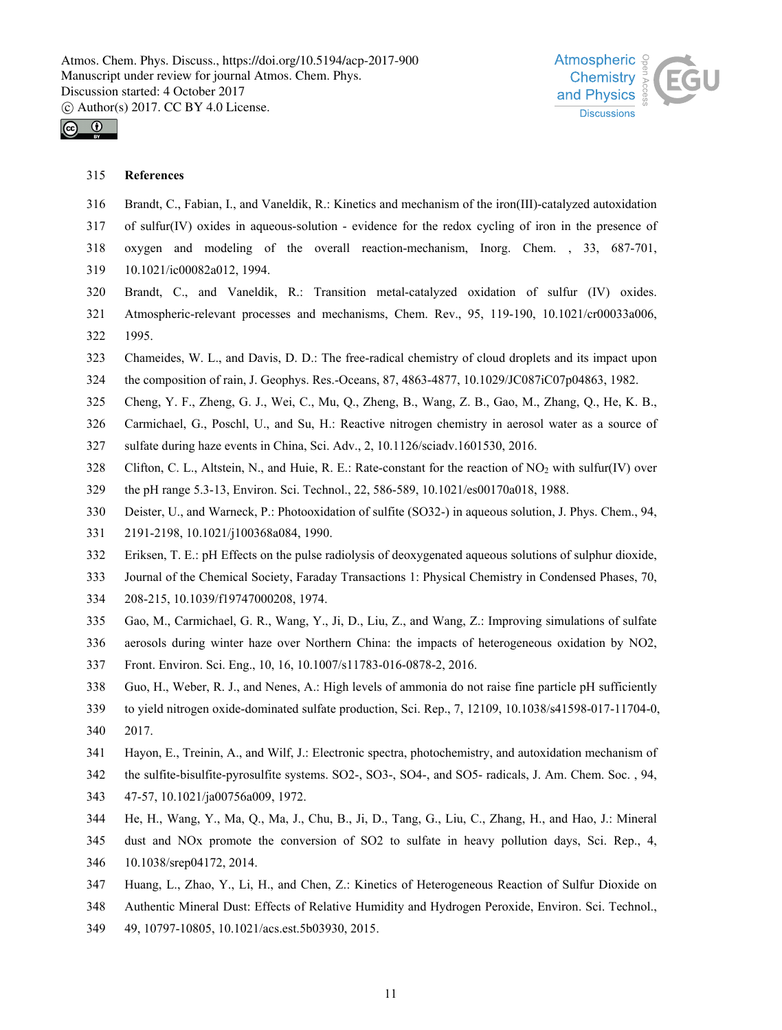## References

Brandt, C., Fabian, I., and Vaneldik, R.: Kinetics and mechanism of the iron(III)-catalyzed autoxidation of sulfur(IV) oxides in aqueous-solution - evidence for the redox cycling of iron in the presence of oxygen and modeling of the overall reaction-mechanism, Inorg. Chem. , 33, 687-701, 10.1021/ic00082a012, 1994.

Brandt, C., and Vaneldik, R.: Transition metal-catalyzed oxidation of sulfur (IV) oxides. Atmospheric-relevant processes and mechanisms, Chem. Rev., 95, 119-190, 10.1021/cr00033a006, 1995.

Chameides, W. L., and Davis, D. D.: The free-radical chemistry of cloud droplets and its impact upon the composition of rain, J. Geophys. Res.-Oceans, 87, 4863-4877, 10.1029/JC087iC07p04863, 1982.

Cheng, Y. F., Zheng, G. J., Wei, C., Mu, Q., Zheng, B., Wang, Z. B., Gao, M., Zhang, Q., He, K. B., Carmichael, G., Poschl, U., and Su, H.: Reactive nitrogen chemistry in aerosol water as a source of sulfate during haze events in China, Sci. Adv., 2, 10.1126/sciadv.1601530, 2016.

Clifton, C. L., Altstein, N., and Huie, R. E.: Rate-constant for the reaction of $NO_2$ with sulfur(IV) over the pH range 5.3-13, Environ. Sci. Technol., 22, 586-589, 10.1021/es00170a018, 1988.

Deister, U., and Warneck, P.: Photooxidation of sulfite (SO32-) in aqueous solution, J. Phys. Chem., 94, 2191-2198, 10.1021/j100368a084, 1990.

Eriksen, T. E.: pH Effects on the pulse radiolysis of deoxygenated aqueous solutions of sulphur dioxide, Journal of the Chemical Society, Faraday Transactions 1: Physical Chemistry in Condensed Phases, 70, 208-215, 10.1039/f19747000208, 1974.

Gao, M., Carmichael, G. R., Wang, Y., Ji, D., Liu, Z., and Wang, Z.: Improving simulations of sulfate aerosols during winter haze over Northern China: the impacts of heterogeneous oxidation by NO2, Front. Environ. Sci. Eng., 10, 16, 10.1007/s11783-016-0878-2, 2016.

Guo, H., Weber, R. J., and Nenes, A.: High levels of ammonia do not raise fine particle pH sufficiently to yield nitrogen oxide-dominated sulfate production, Sci. Rep., 7, 12109, 10.1038/s41598-017-11704-0, 2017.

Hayon, E., Treinin, A., and Wilf, J.: Electronic spectra, photochemistry, and autoxidation mechanism of the sulfite-bisulfite-pyrosulfite systems. SO2-, SO3-, SO4-, and SO5- radicals, J. Am. Chem. Soc. , 94, 47-57, 10.1021/ja00756a009, 1972.

He, H., Wang, Y., Ma, Q., Ma, J., Chu, B., Ji, D., Tang, G., Liu, C., Zhang, H., and Hao, J.: Mineral dust and NOx promote the conversion of SO2 to sulfate in heavy pollution days, Sci. Rep., 4, 10.1038/srep04172, 2014.

Huang, L., Zhao, Y., Li, H., and Chen, Z.: Kinetics of Heterogeneous Reaction of Sulfur Dioxide on Authentic Mineral Dust: Effects of Relative Humidity and Hydrogen Peroxide, Environ. Sci. Technol., 49, 10797-10805, 10.1021/acs.est.5b03930, 2015.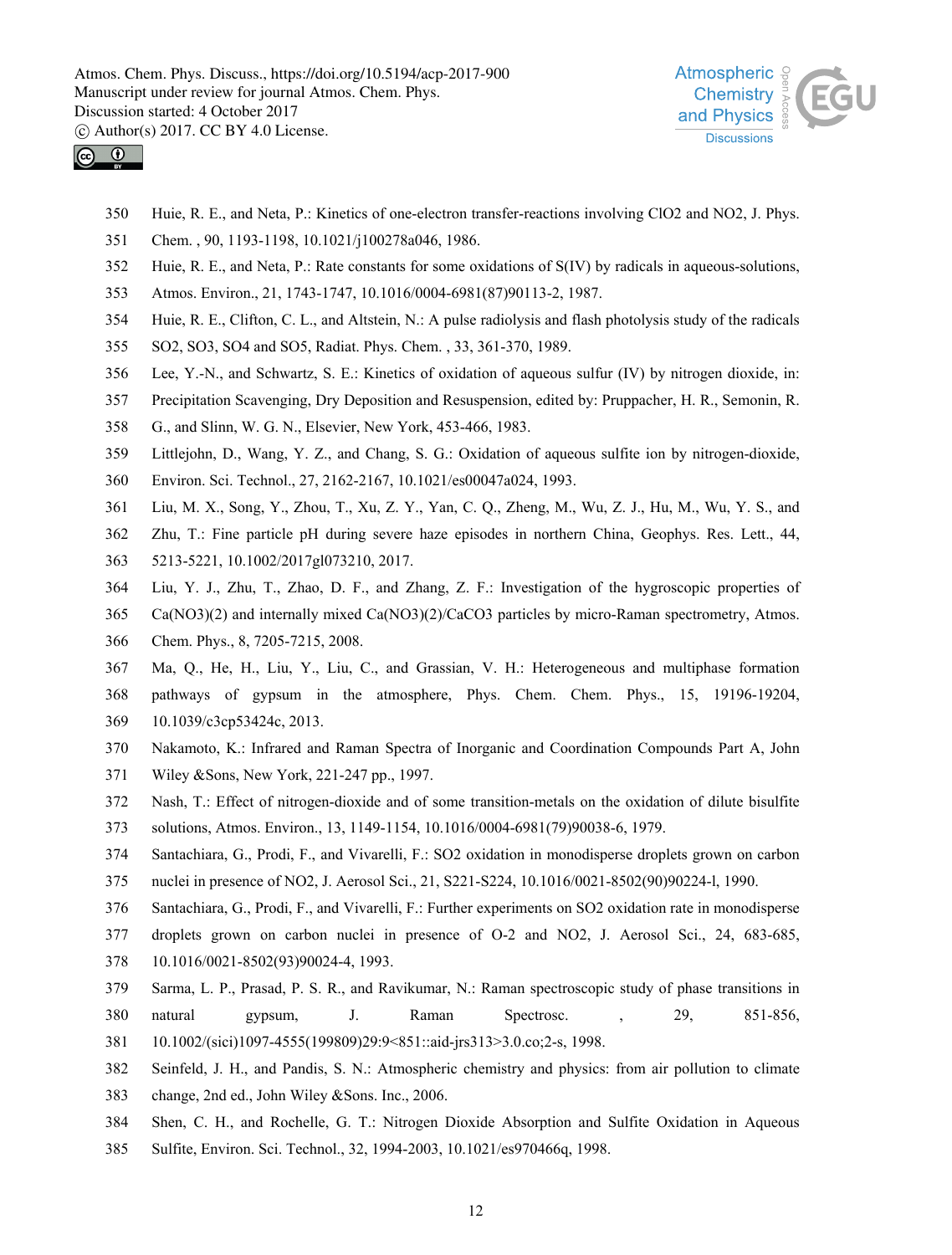Huie, R. E., and Neta, P.: Kinetics of one-electron transfer-reactions involving ClO2 and NO2, J. Phys. Chem. , 90, 1193-1198, 10.1021/j100278a046, 1986.

Huie, R. E., and Neta, P.: Rate constants for some oxidations of S(IV) by radicals in aqueous-solutions, Atmos. Environ., 21, 1743-1747, 10.1016/0004-6981(87)90113-2, 1987.

Huie, R. E., Clifton, C. L., and Altstein, N.: A pulse radiolysis and flash photolysis study of the radicals SO2, SO3, SO4 and SO5, Radiat. Phys. Chem. , 33, 361-370, 1989.

Lee, Y.-N., and Schwartz, S. E.: Kinetics of oxidation of aqueous sulfur (IV) by nitrogen dioxide, in: Precipitation Scavenging, Dry Deposition and Resuspension, edited by: Pruppacher, H. R., Semonin, R. G., and Slinn, W. G. N., Elsevier, New York, 453-466, 1983.

Littlejohn, D., Wang, Y. Z., and Chang, S. G.: Oxidation of aqueous sulfite ion by nitrogen-dioxide, Environ. Sci. Technol., 27, 2162-2167, 10.1021/es00047a024, 1993.

Liu, M. X., Song, Y., Zhou, T., Xu, Z. Y., Yan, C. Q., Zheng, M., Wu, Z. J., Hu, M., Wu, Y. S., and Zhu, T.: Fine particle pH during severe haze episodes in northern China, Geophys. Res. Lett., 44, 5213-5221, 10.1002/2017gl073210, 2017.

Liu, Y. J., Zhu, T., Zhao, D. F., and Zhang, Z. F.: Investigation of the hygroscopic properties of Ca(NO3)(2) and internally mixed Ca(NO3)(2)/CaCO3 particles by micro-Raman spectrometry, Atmos. Chem. Phys., 8, 7205-7215, 2008.

Ma, Q., He, H., Liu, Y., Liu, C., and Grassian, V. H.: Heterogeneous and multiphase formation pathways of gypsum in the atmosphere, Phys. Chem. Chem. Phys., 15, 19196-19204, 10.1039/c3cp53424c, 2013.

Nakamoto, K.: Infrared and Raman Spectra of Inorganic and Coordination Compounds Part A, John Wiley &Sons, New York, 221-247 pp., 1997.

Nash, T.: Effect of nitrogen-dioxide and of some transition-metals on the oxidation of dilute bisulfite solutions, Atmos. Environ., 13, 1149-1154, 10.1016/0004-6981(79)90038-6, 1979.

Santachiara, G., Prodi, F., and Vivarelli, F.: SO2 oxidation in monodisperse droplets grown on carbon nuclei in presence of NO2, J. Aerosol Sci., 21, S221-S224, 10.1016/0021-8502(90)90224-l, 1990.

Santachiara, G., Prodi, F., and Vivarelli, F.: Further experiments on SO2 oxidation rate in monodisperse droplets grown on carbon nuclei in presence of O-2 and NO2, J. Aerosol Sci., 24, 683-685, 10.1016/0021-8502(93)90024-4, 1993.

Sarma, L. P., Prasad, P. S. R., and Ravikumar, N.: Raman spectroscopic study of phase transitions in natural gypsum, J. Raman Spectrosc. , 29, 851-856, 10.1002/(sici)1097-4555(199809)29:9<851::aid-jrs313>3.0.co;2-s, 1998.

Seinfeld, J. H., and Pandis, S. N.: Atmospheric chemistry and physics: from air pollution to climate change, 2nd ed., John Wiley &Sons. Inc., 2006.

Shen, C. H., and Rochelle, G. T.: Nitrogen Dioxide Absorption and Sulfite Oxidation in Aqueous Sulfite, Environ. Sci. Technol., 32, 1994-2003, 10.1021/es970466q, 1998.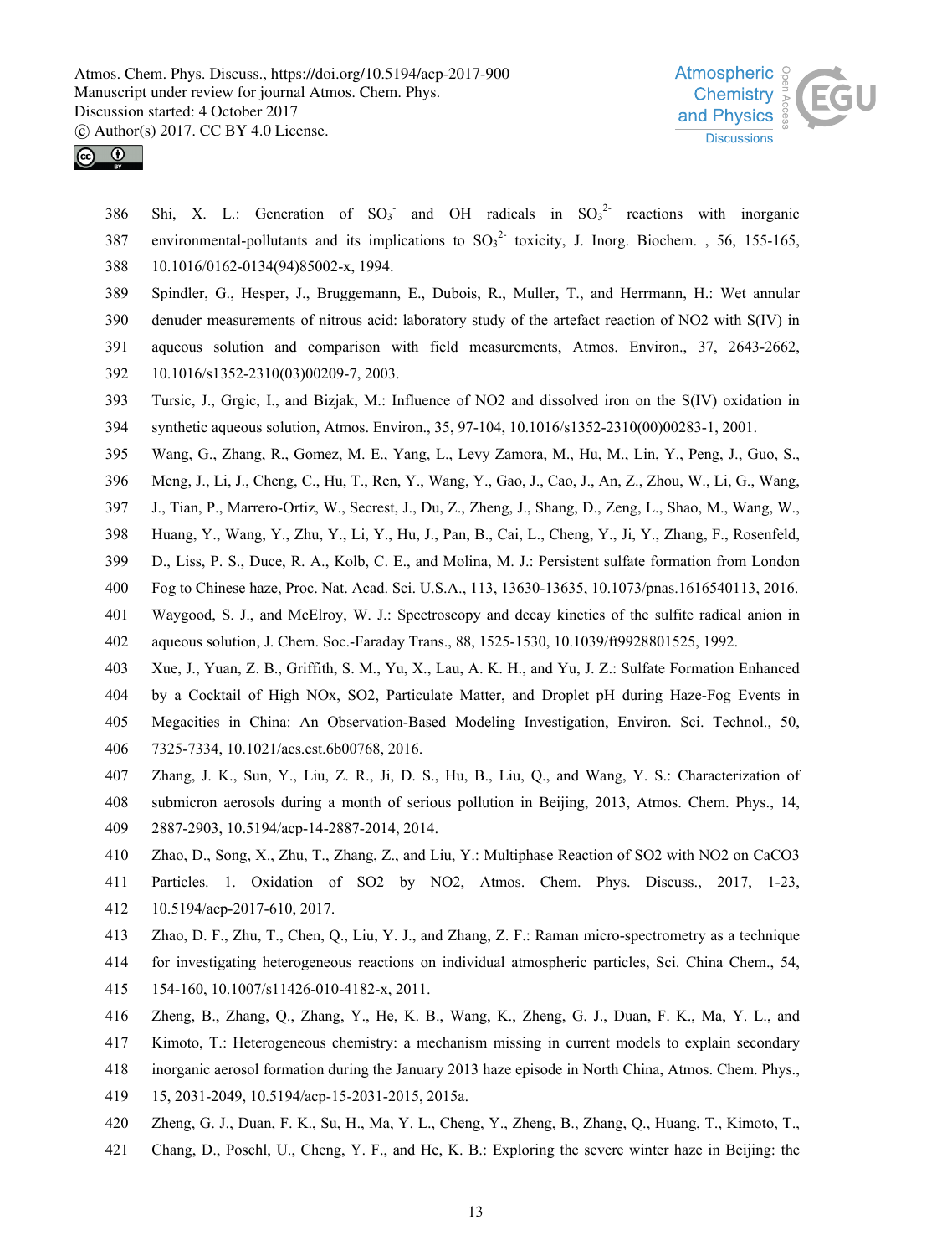Shi, X. L.: Generation of $SO_3^-$ and OH radicals in $SO_3^{2-}$ reactions with inorganic environmental-pollutants and its implications to $SO_3^{2-}$ toxicity, J. Inorg. Biochem. , 56, 155-165, 10.1016/0162-0134(94)85002-x, 1994.

Spindler, G., Hesper, J., Bruggemann, E., Dubois, R., Muller, T., and Herrmann, H.: Wet annular denuder measurements of nitrous acid: laboratory study of the artefact reaction of NO2 with S(IV) in aqueous solution and comparison with field measurements, Atmos. Environ., 37, 2643-2662, 10.1016/s1352-2310(03)00209-7, 2003.

Tursic, J., Grgic, I., and Bizjak, M.: Influence of NO2 and dissolved iron on the S(IV) oxidation in synthetic aqueous solution, Atmos. Environ., 35, 97-104, 10.1016/s1352-2310(00)00283-1, 2001.

Wang, G., Zhang, R., Gomez, M. E., Yang, L., Levy Zamora, M., Hu, M., Lin, Y., Peng, J., Guo, S., Meng, J., Li, J., Cheng, C., Hu, T., Ren, Y., Wang, Y., Gao, J., Cao, J., An, Z., Zhou, W., Li, G., Wang, J., Tian, P., Marrero-Ortiz, W., Secrest, J., Du, Z., Zheng, J., Shang, D., Zeng, L., Shao, M., Wang, W., Huang, Y., Wang, Y., Zhu, Y., Li, Y., Hu, J., Pan, B., Cai, L., Cheng, Y., Ji, Y., Zhang, F., Rosenfeld, D., Liss, P. S., Duce, R. A., Kolb, C. E., and Molina, M. J.: Persistent sulfate formation from London Fog to Chinese haze, Proc. Nat. Acad. Sci. U.S.A., 113, 13630-13635, 10.1073/pnas.1616540113, 2016.

Waygood, S. J., and McElroy, W. J.: Spectroscopy and decay kinetics of the sulfite radical anion in aqueous solution, J. Chem. Soc.-Faraday Trans., 88, 1525-1530, 10.1039/ft9928801525, 1992.

Xue, J., Yuan, Z. B., Griffith, S. M., Yu, X., Lau, A. K. H., and Yu, J. Z.: Sulfate Formation Enhanced by a Cocktail of High NOx, SO2, Particulate Matter, and Droplet pH during Haze-Fog Events in Megacities in China: An Observation-Based Modeling Investigation, Environ. Sci. Technol., 50, 7325-7334, 10.1021/acs.est.6b00768, 2016.

Zhang, J. K., Sun, Y., Liu, Z. R., Ji, D. S., Hu, B., Liu, Q., and Wang, Y. S.: Characterization of submicron aerosols during a month of serious pollution in Beijing, 2013, Atmos. Chem. Phys., 14, 2887-2903, 10.5194/acp-14-2887-2014, 2014.

Zhao, D., Song, X., Zhu, T., Zhang, Z., and Liu, Y.: Multiphase Reaction of SO2 with NO2 on CaCO3 Particles. 1. Oxidation of SO2 by NO2, Atmos. Chem. Phys. Discuss., 2017, 1-23, 10.5194/acp-2017-610, 2017.

Zhao, D. F., Zhu, T., Chen, Q., Liu, Y. J., and Zhang, Z. F.: Raman micro-spectrometry as a technique for investigating heterogeneous reactions on individual atmospheric particles, Sci. China Chem., 54, 154-160, 10.1007/s11426-010-4182-x, 2011.

Zheng, B., Zhang, Q., Zhang, Y., He, K. B., Wang, K., Zheng, G. J., Duan, F. K., Ma, Y. L., and Kimoto, T.: Heterogeneous chemistry: a mechanism missing in current models to explain secondary inorganic aerosol formation during the January 2013 haze episode in North China, Atmos. Chem. Phys., 15, 2031-2049, 10.5194/acp-15-2031-2015, 2015a.

Zheng, G. J., Duan, F. K., Su, H., Ma, Y. L., Cheng, Y., Zheng, B., Zhang, Q., Huang, T., Kimoto, T., Chang, D., Poschl, U., Cheng, Y. F., and He, K. B.: Exploring the severe winter haze in Beijing: the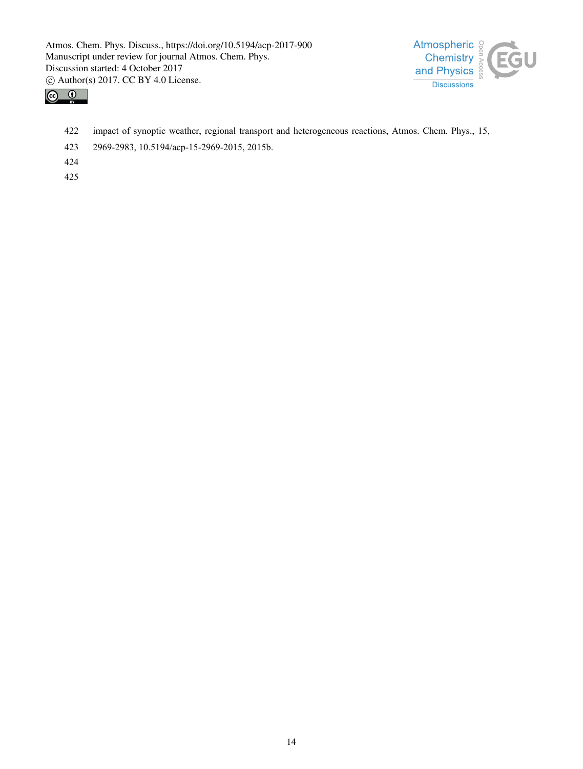impact of synoptic weather, regional transport and heterogeneous reactions, Atmos. Chem. Phys., 15, 2969-2983, 10.5194/acp-15-2969-2015, 2015b.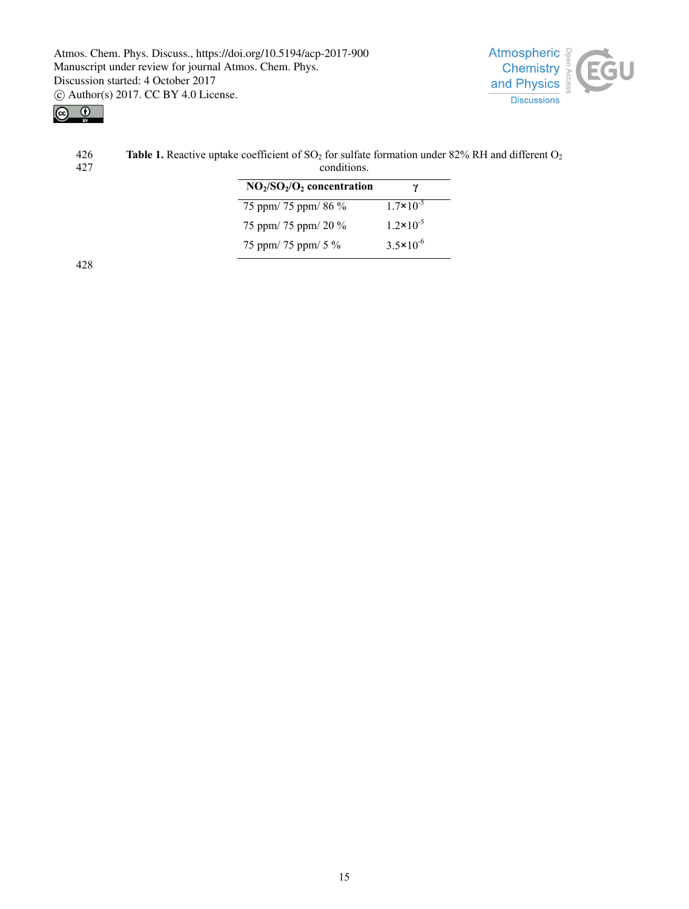**Table 1.** Reactive uptake coefficient of $SO_2$ for sulfate formation under 82% RH and different $O_2$ conditions.

| $NO_2/SO_2/O_2$ concentration | γ |
|---|---|
| 75 ppm/ 75 ppm/ 86 % | $1.7\times10^{-5}$ |
| 75 ppm/ 75 ppm/ 20 % | $1.2\times10^{-5}$ |
| 75 ppm/ 75 ppm/ 5 % | $3.5\times10^{-6}$ |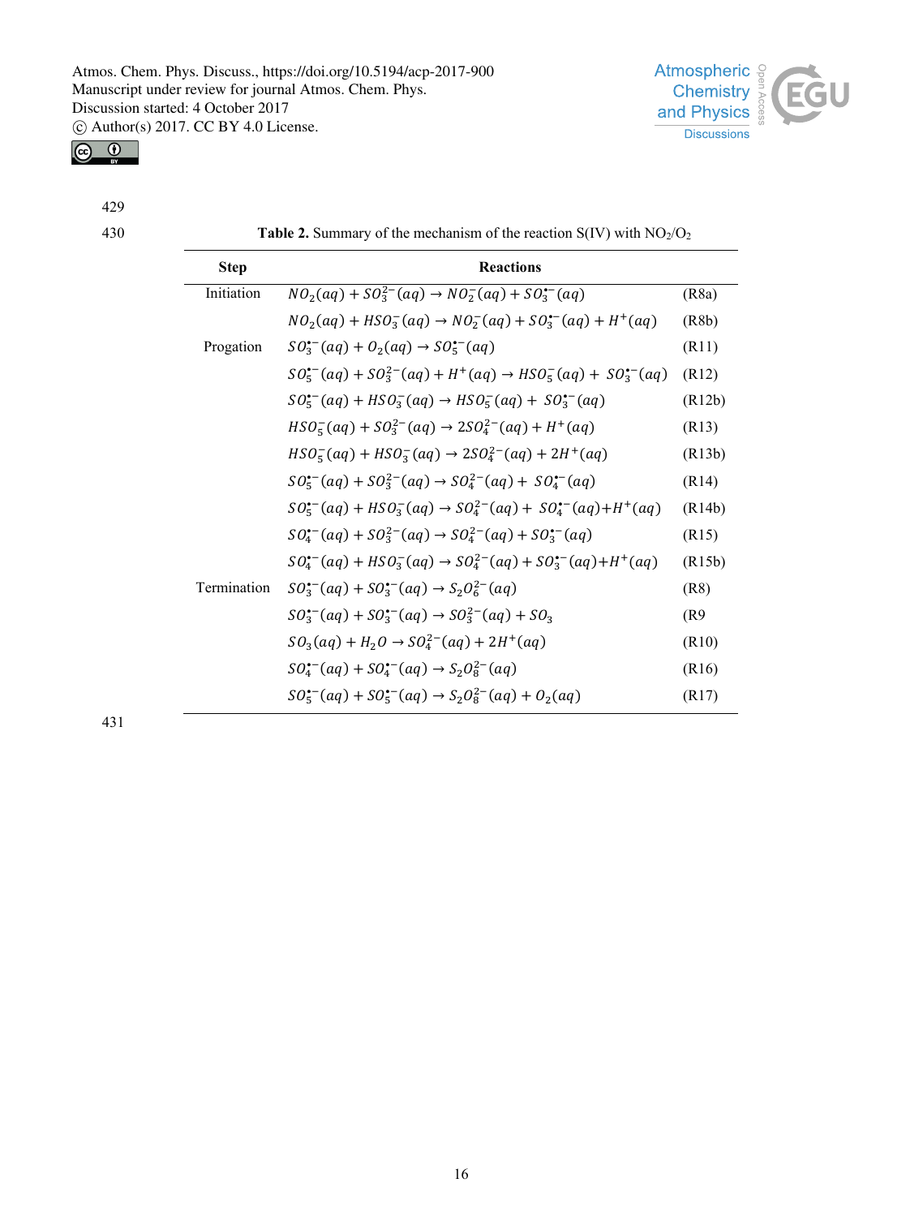**Table 2.** Summary of the mechanism of the reaction S(IV) with $NO_2/O_2$

| Step | Reactions | |
|---|---|---|
| Initiation | $NO_2(aq) + SO_3^{2-}(aq) \rightarrow NO_2^-(aq) + SO_3^{\bullet-}(aq)$ | (R8a) |
| | $NO_2(aq) + HSO_3^-(aq) \rightarrow NO_2^-(aq) + SO_3^{\bullet-}(aq) + H^+(aq)$ | (R8b) |
| Progation | $SO_3^{\bullet-}(aq) + O_2(aq) \rightarrow SO_5^{\bullet-}(aq)$ | (R11) |
| | $SO_5^{\bullet-}(aq) + SO_3^{2-}(aq) + H^+(aq) \rightarrow HSO_5^-(aq) + SO_3^{\bullet-}(aq)$ | (R12) |
| | $SO_5^{\bullet-}(aq) + HSO_3^-(aq) \rightarrow HSO_5^-(aq) + SO_3^{\bullet-}(aq)$ | (R12b) |
| | $HSO_5^-(aq) + SO_3^{2-}(aq) \rightarrow 2SO_4^{2-}(aq) + H^+(aq)$ | (R13) |
| | $HSO_5^-(aq) + HSO_3^-(aq) \rightarrow 2SO_4^{2-}(aq) + 2H^+(aq)$ | (R13b) |
| | $SO_5^{\bullet-}(aq) + SO_3^{2-}(aq) \rightarrow SO_4^{2-}(aq) + SO_4^{\bullet-}(aq)$ | (R14) |
| | $SO_5^{\bullet-}(aq) + HSO_3^-(aq) \rightarrow SO_4^{2-}(aq) + SO_4^{\bullet-}(aq) + H^+(aq)$ | (R14b) |
| | $SO_4^{\bullet-}(aq) + SO_3^{2-}(aq) \rightarrow SO_4^{2-}(aq) + SO_3^{\bullet-}(aq)$ | (R15) |
| | $SO_4^{\bullet-}(aq) + HSO_3^-(aq) \rightarrow SO_4^{2-}(aq) + SO_3^{\bullet-}(aq) + H^+(aq)$ | (R15b) |
| Termination | $SO_3^{\bullet-}(aq) + SO_3^{\bullet-}(aq) \rightarrow S_2O_6^{2-}(aq)$ | (R8) |
| | $SO_3^{\bullet-}(aq) + SO_3^{\bullet-}(aq) \rightarrow SO_3^{2-}(aq) + SO_3$ | (R9 |
| | $SO_3(aq) + H_2O \rightarrow SO_4^{2-}(aq) + 2H^+(aq)$ | (R10) |
| | $SO_4^{\bullet-}(aq) + SO_4^{\bullet-}(aq) \rightarrow S_2O_8^{2-}(aq)$ | (R16) |
| | $SO_5^{\bullet-}(aq) + SO_5^{\bullet-}(aq) \rightarrow S_2O_8^{2-}(aq) + O_2(aq)$ | (R17) |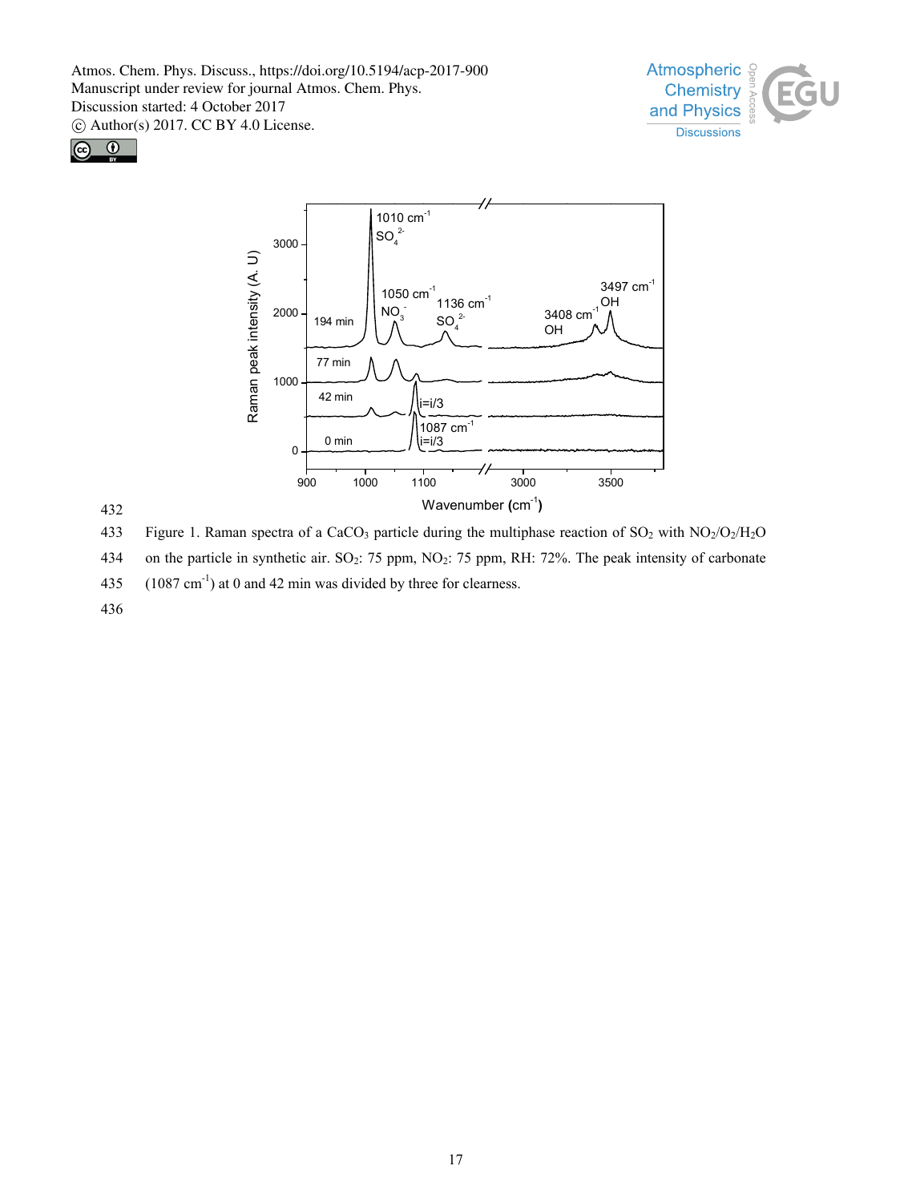Figure 1. Raman spectra of a $CaCO_3$ particle during the multiphase reaction of $SO_2$ with $NO_2/O_2/H_2O$ on the particle in synthetic air. $SO_2$: 75 ppm, $NO_2$: 75 ppm, RH: 72%. The peak intensity of carbonate (1087 $cm^{-1}$) at 0 and 42 min was divided by three for clearness.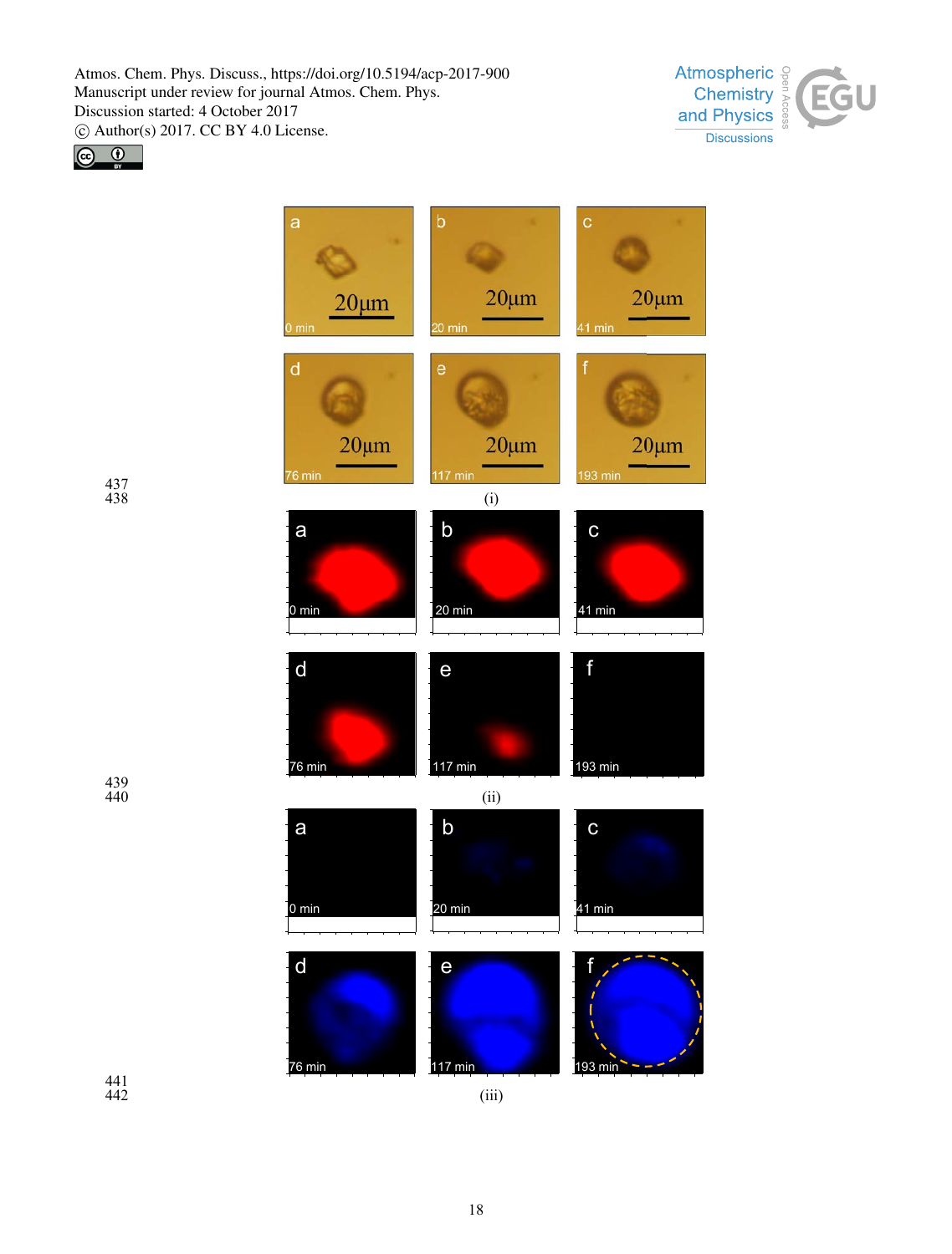(i)

(ii)

(iii)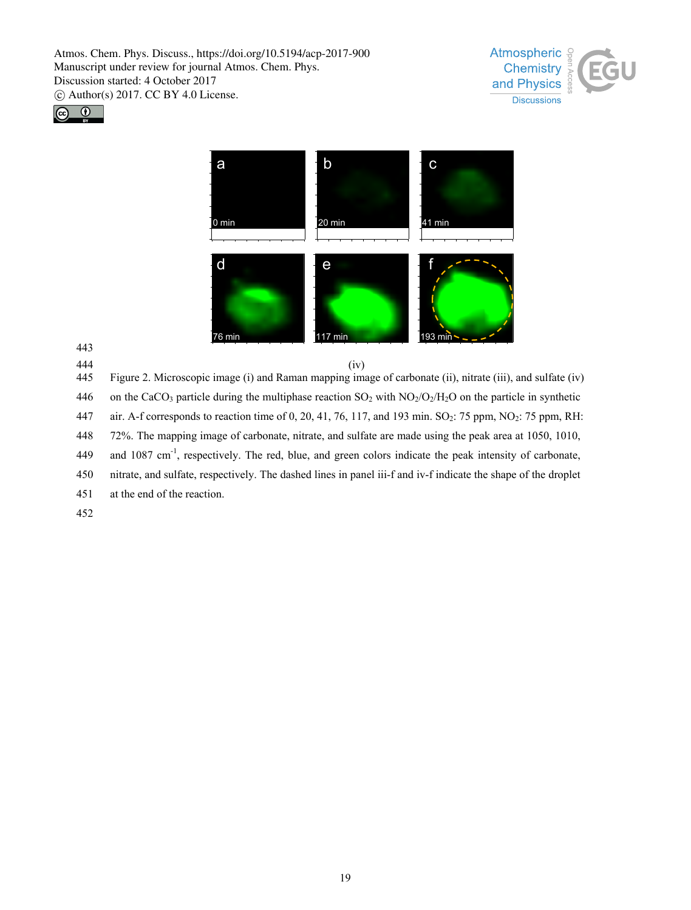(iv)

Figure 2. Microscopic image (i) and Raman mapping image of carbonate (ii), nitrate (iii), and sulfate (iv) on the $CaCO_3$ particle during the multiphase reaction $SO_2$ with $NO_2/O_2/H_2O$ on the particle in synthetic air. A-f corresponds to reaction time of 0, 20, 41, 76, 117, and 193 min. $SO_2$: 75 ppm, $NO_2$: 75 ppm, RH: 72%. The mapping image of carbonate, nitrate, and sulfate are made using the peak area at 1050, 1010, and 1087 $cm^{-1}$, respectively. The red, blue, and green colors indicate the peak intensity of carbonate, nitrate, and sulfate, respectively. The dashed lines in panel iii-f and iv-f indicate the shape of the droplet at the end of the reaction.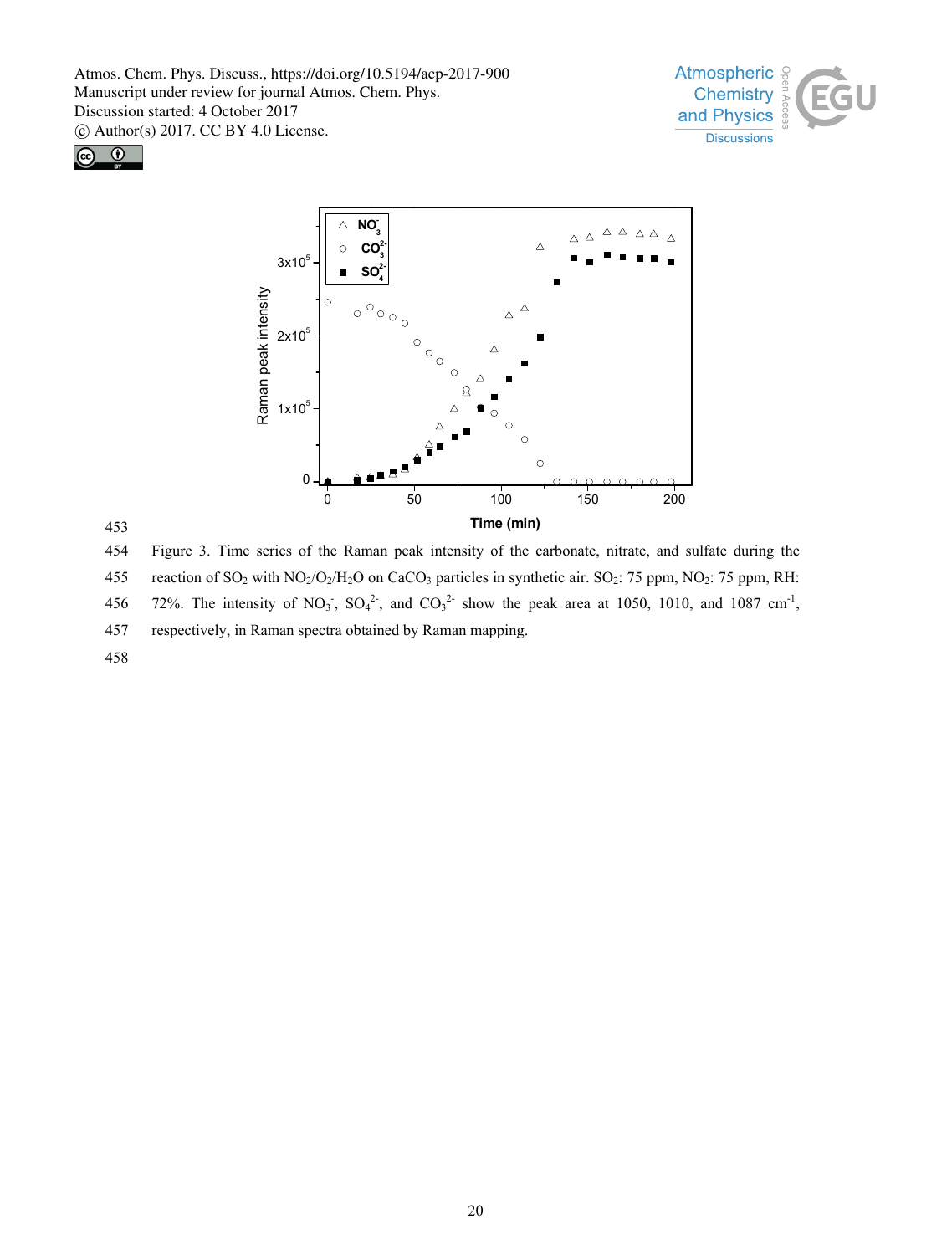NO$_3^-$

CO$_3^{2-}$

SO$_4^{2-}$

Raman peak intensity

0

1x10$^5$

2x10$^5$

3x10$^5$

0

50

100

150

200

Time (min)

Figure 3. Time series of the Raman peak intensity of the carbonate, nitrate, and sulfate during the reaction of $SO_2$ with $NO_2/O_2/H_2O$ on $CaCO_3$ particles in synthetic air. $SO_2$: 75 ppm, $NO_2$: 75 ppm, RH: 72%. The intensity of $NO_3^-$, $SO_4^{2-}$, and $CO_3^{2-}$ show the peak area at 1050, 1010, and 1087 cm$^{-1}$, respectively, in Raman spectra obtained by Raman mapping.